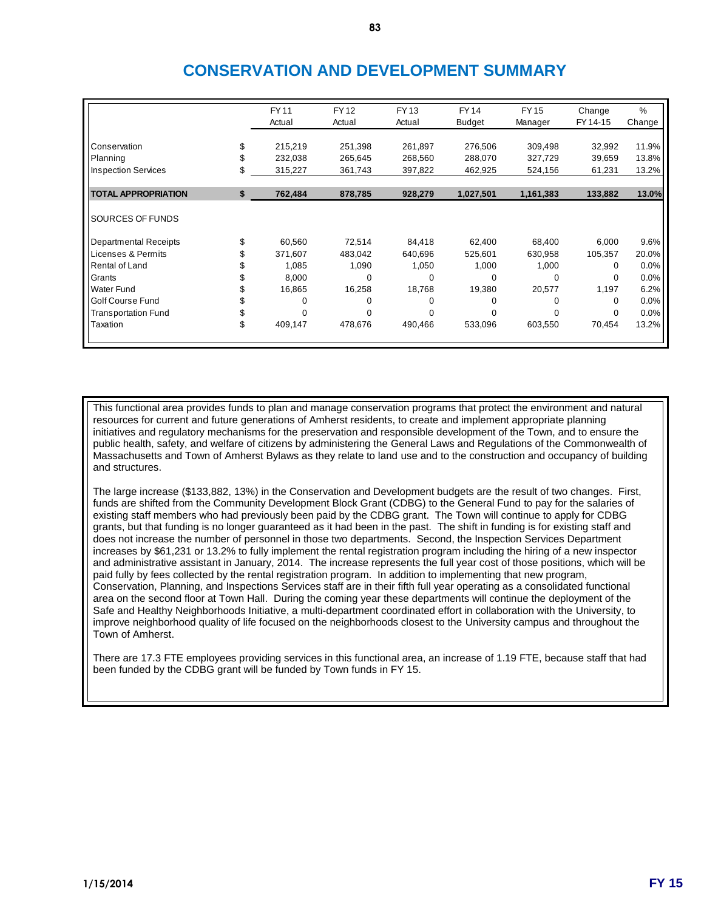# CONSERVATION AND DEVELOPMENT SUMMARY

| | | FY 11 Actual | FY 12 Actual | FY 13 Actual | FY 14 Budget | FY 15 Manager | Change FY 14-15 | % Change |
|---|---|---|---|---|---|---|---|---|
| Conservation | $ | 215,219 | 251,398 | 261,897 | 276,506 | 309,498 | 32,992 | 11.9% |
| Planning | $ | 232,038 | 265,645 | 268,560 | 288,070 | 327,729 | 39,659 | 13.8% |
| Inspection Services | $ | 315,227 | 361,743 | 397,822 | 462,925 | 524,156 | 61,231 | 13.2% |
| **TOTAL APPROPRIATION** | **$** | **762,484** | **878,785** | **928,279** | **1,027,501** | **1,161,383** | **133,882** | **13.0%** |
| SOURCES OF FUNDS | | | | | | | | |
| Departmental Receipts | $ | 60,560 | 72,514 | 84,418 | 62,400 | 68,400 | 6,000 | 9.6% |
| Licenses & Permits | $ | 371,607 | 483,042 | 640,696 | 525,601 | 630,958 | 105,357 | 20.0% |
| Rental of Land | $ | 1,085 | 1,090 | 1,050 | 1,000 | 1,000 | 0 | 0.0% |
| Grants | $ | 8,000 | 0 | 0 | 0 | 0 | 0 | 0.0% |
| Water Fund | $ | 16,865 | 16,258 | 18,768 | 19,380 | 20,577 | 1,197 | 6.2% |
| Golf Course Fund | $ | 0 | 0 | 0 | 0 | 0 | 0 | 0.0% |
| Transportation Fund | $ | 0 | 0 | 0 | 0 | 0 | 0 | 0.0% |
| Taxation | $ | 409,147 | 478,676 | 490,466 | 533,096 | 603,550 | 70,454 | 13.2% |

This functional area provides funds to plan and manage conservation programs that protect the environment and natural resources for current and future generations of Amherst residents, to create and implement appropriate planning initiatives and regulatory mechanisms for the preservation and responsible development of the Town, and to ensure the public health, safety, and welfare of citizens by administering the General Laws and Regulations of the Commonwealth of Massachusetts and Town of Amherst Bylaws as they relate to land use and to the construction and occupancy of building and structures.

The large increase ($133,882, 13%) in the Conservation and Development budgets are the result of two changes. First, funds are shifted from the Community Development Block Grant (CDBG) to the General Fund to pay for the salaries of existing staff members who had previously been paid by the CDBG grant. The Town will continue to apply for CDBG grants, but that funding is no longer guaranteed as it had been in the past. The shift in funding is for existing staff and does not increase the number of personnel in those two departments. Second, the Inspection Services Department increases by $61,231 or 13.2% to fully implement the rental registration program including the hiring of a new inspector and administrative assistant in January, 2014. The increase represents the full year cost of those positions, which will be paid fully by fees collected by the rental registration program. In addition to implementing that new program, Conservation, Planning, and Inspections Services staff are in their fifth full year operating as a consolidated functional area on the second floor at Town Hall. During the coming year these departments will continue the deployment of the Safe and Healthy Neighborhoods Initiative, a multi-department coordinated effort in collaboration with the University, to improve neighborhood quality of life focused on the neighborhoods closest to the University campus and throughout the Town of Amherst.

There are 17.3 FTE employees providing services in this functional area, an increase of 1.19 FTE, because staff that had been funded by the CDBG grant will be funded by Town funds in FY 15.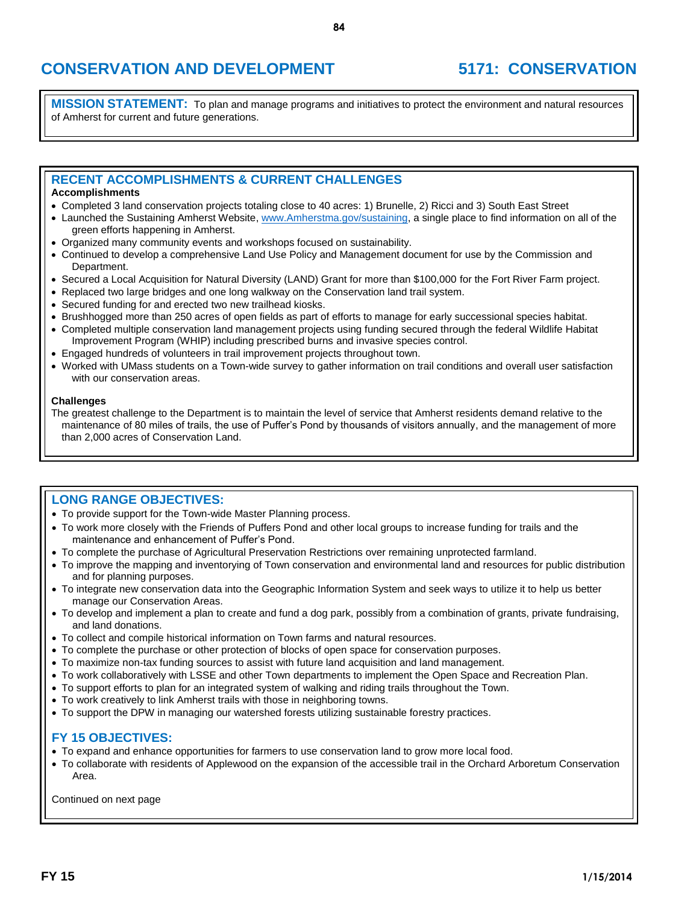# CONSERVATION AND DEVELOPMENT

# 5171: CONSERVATION

**MISSION STATEMENT:** To plan and manage programs and initiatives to protect the environment and natural resources of Amherst for current and future generations.

## RECENT ACCOMPLISHMENTS & CURRENT CHALLENGES

**Accomplishments**

- Completed 3 land conservation projects totaling close to 40 acres: 1) Brunelle, 2) Ricci and 3) South East Street
- Launched the Sustaining Amherst Website, www.Amherstma.gov/sustaining, a single place to find information on all of the green efforts happening in Amherst.
- Organized many community events and workshops focused on sustainability.
- Continued to develop a comprehensive Land Use Policy and Management document for use by the Commission and Department.
- Secured a Local Acquisition for Natural Diversity (LAND) Grant for more than $100,000 for the Fort River Farm project.
- Replaced two large bridges and one long walkway on the Conservation land trail system.
- Secured funding for and erected two new trailhead kiosks.
- Brushhogged more than 250 acres of open fields as part of efforts to manage for early successional species habitat.
- Completed multiple conservation land management projects using funding secured through the federal Wildlife Habitat Improvement Program (WHIP) including prescribed burns and invasive species control.
- Engaged hundreds of volunteers in trail improvement projects throughout town.
- Worked with UMass students on a Town-wide survey to gather information on trail conditions and overall user satisfaction with our conservation areas.

**Challenges**

The greatest challenge to the Department is to maintain the level of service that Amherst residents demand relative to the maintenance of 80 miles of trails, the use of Puffer's Pond by thousands of visitors annually, and the management of more than 2,000 acres of Conservation Land.

## LONG RANGE OBJECTIVES:

- To provide support for the Town-wide Master Planning process.
- To work more closely with the Friends of Puffers Pond and other local groups to increase funding for trails and the maintenance and enhancement of Puffer's Pond.
- To complete the purchase of Agricultural Preservation Restrictions over remaining unprotected farmland.
- To improve the mapping and inventorying of Town conservation and environmental land and resources for public distribution and for planning purposes.
- To integrate new conservation data into the Geographic Information System and seek ways to utilize it to help us better manage our Conservation Areas.
- To develop and implement a plan to create and fund a dog park, possibly from a combination of grants, private fundraising, and land donations.
- To collect and compile historical information on Town farms and natural resources.
- To complete the purchase or other protection of blocks of open space for conservation purposes.
- To maximize non-tax funding sources to assist with future land acquisition and land management.
- To work collaboratively with LSSE and other Town departments to implement the Open Space and Recreation Plan.
- To support efforts to plan for an integrated system of walking and riding trails throughout the Town.
- To work creatively to link Amherst trails with those in neighboring towns.
- To support the DPW in managing our watershed forests utilizing sustainable forestry practices.

## FY 15 OBJECTIVES:

- To expand and enhance opportunities for farmers to use conservation land to grow more local food.
- To collaborate with residents of Applewood on the expansion of the accessible trail in the Orchard Arboretum Conservation Area.

Continued on next page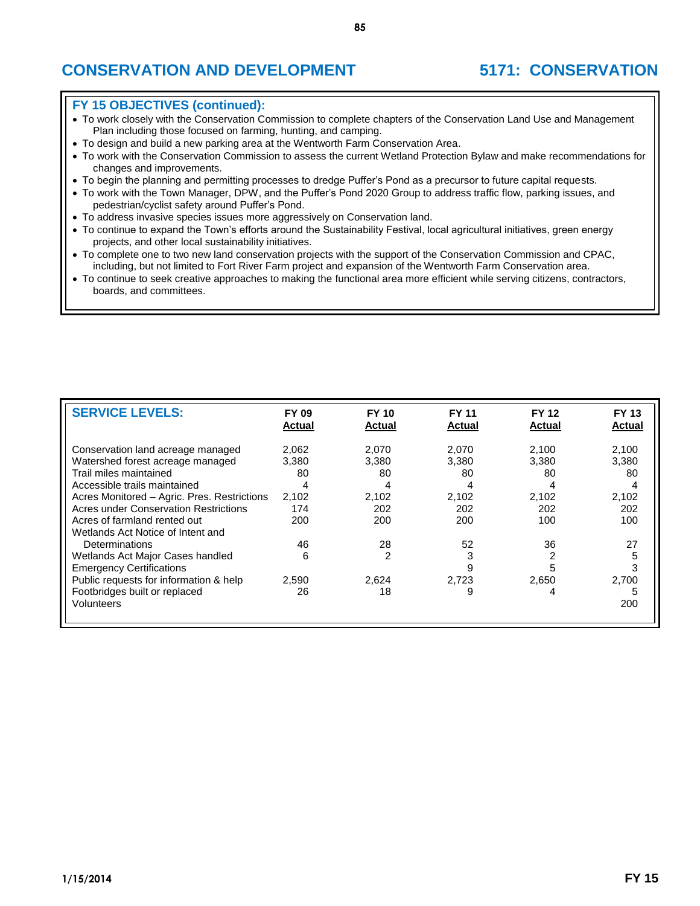# CONSERVATION AND DEVELOPMENT

## 5171: CONSERVATION

### FY 15 OBJECTIVES (continued):

- To work closely with the Conservation Commission to complete chapters of the Conservation Land Use and Management Plan including those focused on farming, hunting, and camping.
- To design and build a new parking area at the Wentworth Farm Conservation Area.
- To work with the Conservation Commission to assess the current Wetland Protection Bylaw and make recommendations for changes and improvements.
- To begin the planning and permitting processes to dredge Puffer's Pond as a precursor to future capital requests.
- To work with the Town Manager, DPW, and the Puffer's Pond 2020 Group to address traffic flow, parking issues, and pedestrian/cyclist safety around Puffer's Pond.
- To address invasive species issues more aggressively on Conservation land.
- To continue to expand the Town's efforts around the Sustainability Festival, local agricultural initiatives, green energy projects, and other local sustainability initiatives.
- To complete one to two new land conservation projects with the support of the Conservation Commission and CPAC, including, but not limited to Fort River Farm project and expansion of the Wentworth Farm Conservation area.
- To continue to seek creative approaches to making the functional area more efficient while serving citizens, contractors, boards, and committees.

| SERVICE LEVELS: | FY 09 Actual | FY 10 Actual | FY 11 Actual | FY 12 Actual | FY 13 Actual |
|---|---|---|---|---|---|
| Conservation land acreage managed | 2,062 | 2,070 | 2,070 | 2,100 | 2,100 |
| Watershed forest acreage managed | 3,380 | 3,380 | 3,380 | 3,380 | 3,380 |
| Trail miles maintained | 80 | 80 | 80 | 80 | 80 |
| Accessible trails maintained | 4 | 4 | 4 | 4 | 4 |
| Acres Monitored – Agric. Pres. Restrictions | 2,102 | 2,102 | 2,102 | 2,102 | 2,102 |
| Acres under Conservation Restrictions | 174 | 202 | 202 | 202 | 202 |
| Acres of farmland rented out | 200 | 200 | 200 | 100 | 100 |
| Wetlands Act Notice of Intent and Determinations | 46 | 28 | 52 | 36 | 27 |
| Wetlands Act Major Cases handled | 6 | 2 | 3 | 2 | 5 |
| Emergency Certifications | | | 9 | 5 | 3 |
| Public requests for information & help | 2,590 | 2,624 | 2,723 | 2,650 | 2,700 |
| Footbridges built or replaced | 26 | 18 | 9 | 4 | 5 |
| Volunteers | | | | | 200 |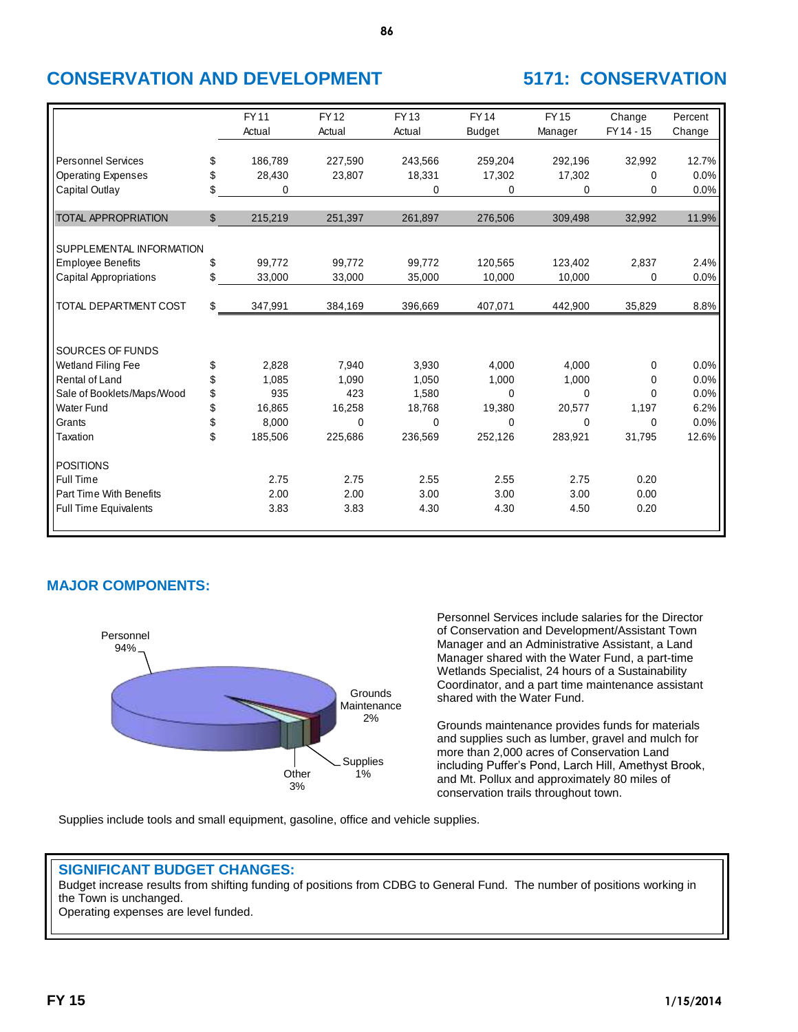# CONSERVATION AND DEVELOPMENT

## 5171: CONSERVATION

| | | FY 11 Actual | FY 12 Actual | FY 13 Actual | FY 14 Budget | FY 15 Manager | Change FY 14 - 15 | Percent Change |
|---|---|---|---|---|---|---|---|---|
| Personnel Services | $ | 186,789 | 227,590 | 243,566 | 259,204 | 292,196 | 32,992 | 12.7% |
| Operating Expenses | $ | 28,430 | 23,807 | 18,331 | 17,302 | 17,302 | 0 | 0.0% |
| Capital Outlay | $ | 0 | | 0 | 0 | 0 | 0 | 0.0% |
| TOTAL APPROPRIATION | $ | 215,219 | 251,397 | 261,897 | 276,506 | 309,498 | 32,992 | 11.9% |
| SUPPLEMENTAL INFORMATION | | | | | | | | |
| Employee Benefits | $ | 99,772 | 99,772 | 99,772 | 120,565 | 123,402 | 2,837 | 2.4% |
| Capital Appropriations | $ | 33,000 | 33,000 | 35,000 | 10,000 | 10,000 | 0 | 0.0% |
| TOTAL DEPARTMENT COST | $ | 347,991 | 384,169 | 396,669 | 407,071 | 442,900 | 35,829 | 8.8% |
| SOURCES OF FUNDS | | | | | | | | |
| Wetland Filing Fee | $ | 2,828 | 7,940 | 3,930 | 4,000 | 4,000 | 0 | 0.0% |
| Rental of Land | $ | 1,085 | 1,090 | 1,050 | 1,000 | 1,000 | 0 | 0.0% |
| Sale of Booklets/Maps/Wood | $ | 935 | 423 | 1,580 | 0 | 0 | 0 | 0.0% |
| Water Fund | $ | 16,865 | 16,258 | 18,768 | 19,380 | 20,577 | 1,197 | 6.2% |
| Grants | $ | 8,000 | 0 | 0 | 0 | 0 | 0 | 0.0% |
| Taxation | $ | 185,506 | 225,686 | 236,569 | 252,126 | 283,921 | 31,795 | 12.6% |
| POSITIONS | | | | | | | | |
| Full Time | | 2.75 | 2.75 | 2.55 | 2.55 | 2.75 | 0.20 | |
| Part Time With Benefits | | 2.00 | 2.00 | 3.00 | 3.00 | 3.00 | 0.00 | |
| Full Time Equivalents | | 3.83 | 3.83 | 4.30 | 4.30 | 4.50 | 0.20 | |

## MAJOR COMPONENTS:

Personnel 94%, Grounds Maintenance 2%, Supplies 1%, Other 3%

Personnel Services include salaries for the Director of Conservation and Development/Assistant Town Manager and an Administrative Assistant, a Land Manager shared with the Water Fund, a part-time Wetlands Specialist, 24 hours of a Sustainability Coordinator, and a part time maintenance assistant shared with the Water Fund.

Grounds maintenance provides funds for materials and supplies such as lumber, gravel and mulch for more than 2,000 acres of Conservation Land including Puffer's Pond, Larch Hill, Amethyst Brook, and Mt. Pollux and approximately 80 miles of conservation trails throughout town.

Supplies include tools and small equipment, gasoline, office and vehicle supplies.

## SIGNIFICANT BUDGET CHANGES:

Budget increase results from shifting funding of positions from CDBG to General Fund. The number of positions working in the Town is unchanged.

Operating expenses are level funded.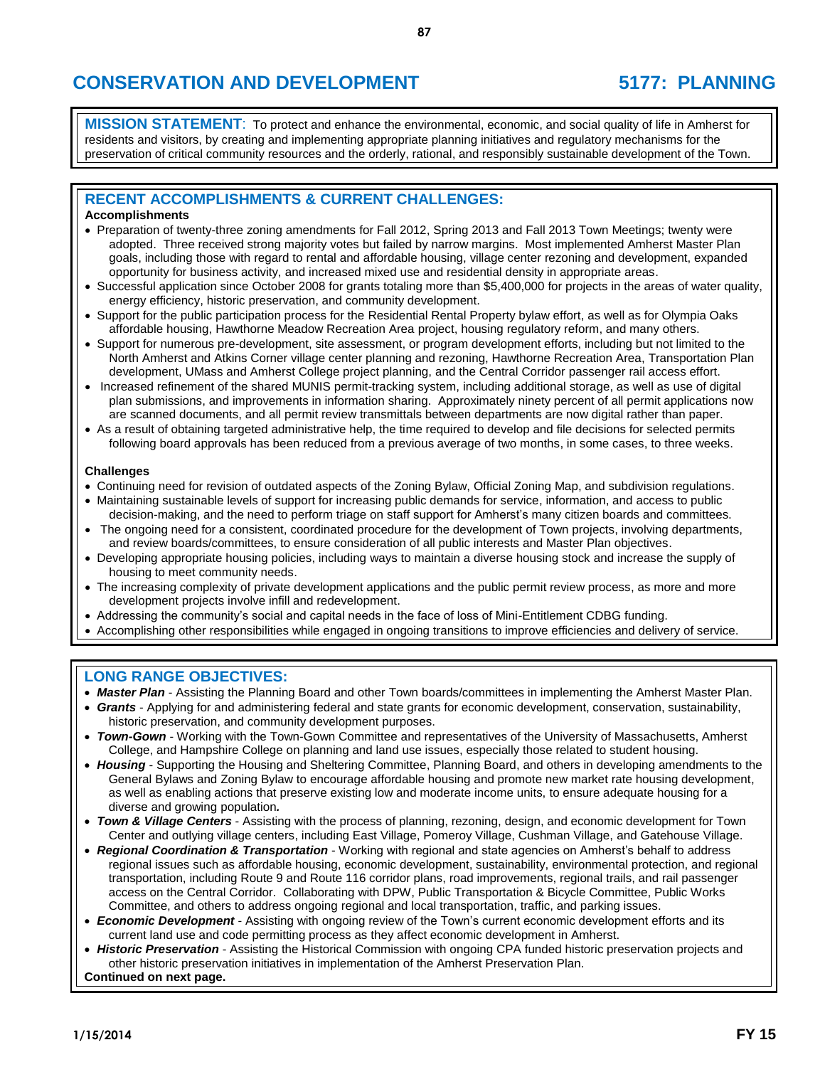# CONSERVATION AND DEVELOPMENT — 5177: PLANNING

**MISSION STATEMENT**: To protect and enhance the environmental, economic, and social quality of life in Amherst for residents and visitors, by creating and implementing appropriate planning initiatives and regulatory mechanisms for the preservation of critical community resources and the orderly, rational, and responsibly sustainable development of the Town.

## RECENT ACCOMPLISHMENTS & CURRENT CHALLENGES:

**Accomplishments**

- Preparation of twenty-three zoning amendments for Fall 2012, Spring 2013 and Fall 2013 Town Meetings; twenty were adopted. Three received strong majority votes but failed by narrow margins. Most implemented Amherst Master Plan goals, including those with regard to rental and affordable housing, village center rezoning and development, expanded opportunity for business activity, and increased mixed use and residential density in appropriate areas.
- Successful application since October 2008 for grants totaling more than $5,400,000 for projects in the areas of water quality, energy efficiency, historic preservation, and community development.
- Support for the public participation process for the Residential Rental Property bylaw effort, as well as for Olympia Oaks affordable housing, Hawthorne Meadow Recreation Area project, housing regulatory reform, and many others.
- Support for numerous pre-development, site assessment, or program development efforts, including but not limited to the North Amherst and Atkins Corner village center planning and rezoning, Hawthorne Recreation Area, Transportation Plan development, UMass and Amherst College project planning, and the Central Corridor passenger rail access effort.
- Increased refinement of the shared MUNIS permit-tracking system, including additional storage, as well as use of digital plan submissions, and improvements in information sharing. Approximately ninety percent of all permit applications now are scanned documents, and all permit review transmittals between departments are now digital rather than paper.
- As a result of obtaining targeted administrative help, the time required to develop and file decisions for selected permits following board approvals has been reduced from a previous average of two months, in some cases, to three weeks.

**Challenges**

- Continuing need for revision of outdated aspects of the Zoning Bylaw, Official Zoning Map, and subdivision regulations.
- Maintaining sustainable levels of support for increasing public demands for service, information, and access to public decision-making, and the need to perform triage on staff support for Amherst's many citizen boards and committees.
- The ongoing need for a consistent, coordinated procedure for the development of Town projects, involving departments, and review boards/committees, to ensure consideration of all public interests and Master Plan objectives.
- Developing appropriate housing policies, including ways to maintain a diverse housing stock and increase the supply of housing to meet community needs.
- The increasing complexity of private development applications and the public permit review process, as more and more development projects involve infill and redevelopment.
- Addressing the community's social and capital needs in the face of loss of Mini-Entitlement CDBG funding.
- Accomplishing other responsibilities while engaged in ongoing transitions to improve efficiencies and delivery of service.

## LONG RANGE OBJECTIVES:

- ***Master Plan*** - Assisting the Planning Board and other Town boards/committees in implementing the Amherst Master Plan.
- ***Grants*** - Applying for and administering federal and state grants for economic development, conservation, sustainability, historic preservation, and community development purposes.
- ***Town-Gown*** - Working with the Town-Gown Committee and representatives of the University of Massachusetts, Amherst College, and Hampshire College on planning and land use issues, especially those related to student housing.
- ***Housing*** - Supporting the Housing and Sheltering Committee, Planning Board, and others in developing amendments to the General Bylaws and Zoning Bylaw to encourage affordable housing and promote new market rate housing development, as well as enabling actions that preserve existing low and moderate income units, to ensure adequate housing for a diverse and growing population.
- ***Town & Village Centers*** - Assisting with the process of planning, rezoning, design, and economic development for Town Center and outlying village centers, including East Village, Pomeroy Village, Cushman Village, and Gatehouse Village.
- ***Regional Coordination & Transportation*** - Working with regional and state agencies on Amherst's behalf to address regional issues such as affordable housing, economic development, sustainability, environmental protection, and regional transportation, including Route 9 and Route 116 corridor plans, road improvements, regional trails, and rail passenger access on the Central Corridor. Collaborating with DPW, Public Transportation & Bicycle Committee, Public Works Committee, and others to address ongoing regional and local transportation, traffic, and parking issues.
- ***Economic Development*** - Assisting with ongoing review of the Town's current economic development efforts and its current land use and code permitting process as they affect economic development in Amherst.
- ***Historic Preservation*** - Assisting the Historical Commission with ongoing CPA funded historic preservation projects and other historic preservation initiatives in implementation of the Amherst Preservation Plan.

**Continued on next page.**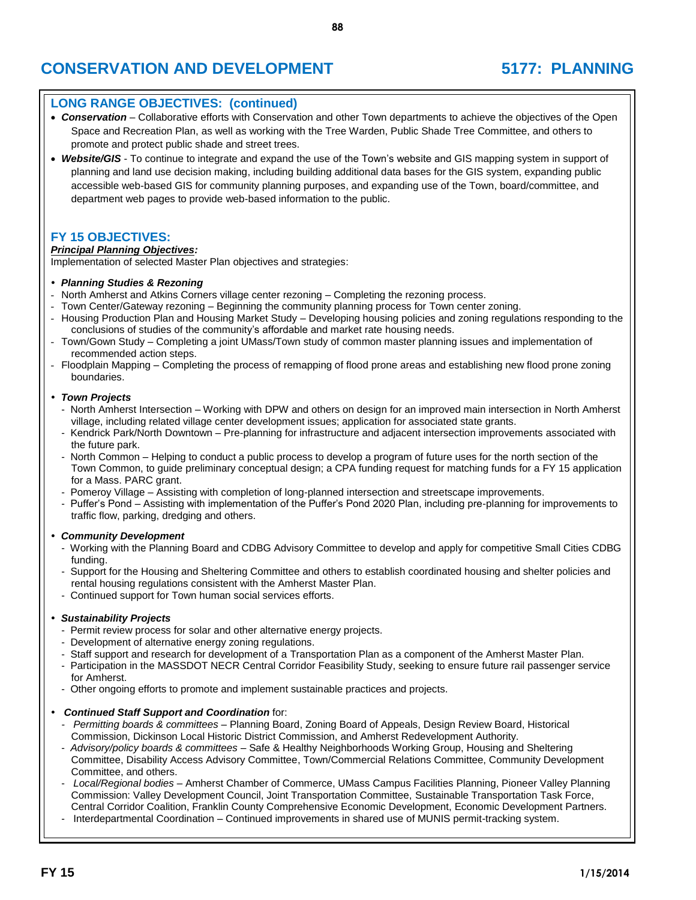# CONSERVATION AND DEVELOPMENT — 5177: PLANNING

## LONG RANGE OBJECTIVES: (continued)

- ***Conservation*** – Collaborative efforts with Conservation and other Town departments to achieve the objectives of the Open Space and Recreation Plan, as well as working with the Tree Warden, Public Shade Tree Committee, and others to promote and protect public shade and street trees.
- ***Website/GIS*** - To continue to integrate and expand the use of the Town's website and GIS mapping system in support of planning and land use decision making, including building additional data bases for the GIS system, expanding public accessible web-based GIS for community planning purposes, and expanding use of the Town, board/committee, and department web pages to provide web-based information to the public.

## FY 15 OBJECTIVES:

***Principal Planning Objectives:***

Implementation of selected Master Plan objectives and strategies:

- ***Planning Studies & Rezoning***
  - North Amherst and Atkins Corners village center rezoning – Completing the rezoning process.
  - Town Center/Gateway rezoning – Beginning the community planning process for Town center zoning.
  - Housing Production Plan and Housing Market Study – Developing housing policies and zoning regulations responding to the conclusions of studies of the community's affordable and market rate housing needs.
  - Town/Gown Study – Completing a joint UMass/Town study of common master planning issues and implementation of recommended action steps.
  - Floodplain Mapping – Completing the process of remapping of flood prone areas and establishing new flood prone zoning boundaries.

- ***Town Projects***
  - North Amherst Intersection – Working with DPW and others on design for an improved main intersection in North Amherst village, including related village center development issues; application for associated state grants.
  - Kendrick Park/North Downtown – Pre-planning for infrastructure and adjacent intersection improvements associated with the future park.
  - North Common – Helping to conduct a public process to develop a program of future uses for the north section of the Town Common, to guide preliminary conceptual design; a CPA funding request for matching funds for a FY 15 application for a Mass. PARC grant.
  - Pomeroy Village – Assisting with completion of long-planned intersection and streetscape improvements.
  - Puffer's Pond – Assisting with implementation of the Puffer's Pond 2020 Plan, including pre-planning for improvements to traffic flow, parking, dredging and others.

- ***Community Development***
  - Working with the Planning Board and CDBG Advisory Committee to develop and apply for competitive Small Cities CDBG funding.
  - Support for the Housing and Sheltering Committee and others to establish coordinated housing and shelter policies and rental housing regulations consistent with the Amherst Master Plan.
  - Continued support for Town human social services efforts.

- ***Sustainability Projects***
  - Permit review process for solar and other alternative energy projects.
  - Development of alternative energy zoning regulations.
  - Staff support and research for development of a Transportation Plan as a component of the Amherst Master Plan.
  - Participation in the MASSDOT NECR Central Corridor Feasibility Study, seeking to ensure future rail passenger service for Amherst.
  - Other ongoing efforts to promote and implement sustainable practices and projects.

- ***Continued Staff Support and Coordination*** for:
  - *Permitting boards & committees* – Planning Board, Zoning Board of Appeals, Design Review Board, Historical Commission, Dickinson Local Historic District Commission, and Amherst Redevelopment Authority.
  - *Advisory/policy boards & committees* – Safe & Healthy Neighborhoods Working Group, Housing and Sheltering Committee, Disability Access Advisory Committee, Town/Commercial Relations Committee, Community Development Committee, and others.
  - *Local/Regional bodies* – Amherst Chamber of Commerce, UMass Campus Facilities Planning, Pioneer Valley Planning Commission: Valley Development Council, Joint Transportation Committee, Sustainable Transportation Task Force, Central Corridor Coalition, Franklin County Comprehensive Economic Development, Economic Development Partners.
  - Interdepartmental Coordination – Continued improvements in shared use of MUNIS permit-tracking system.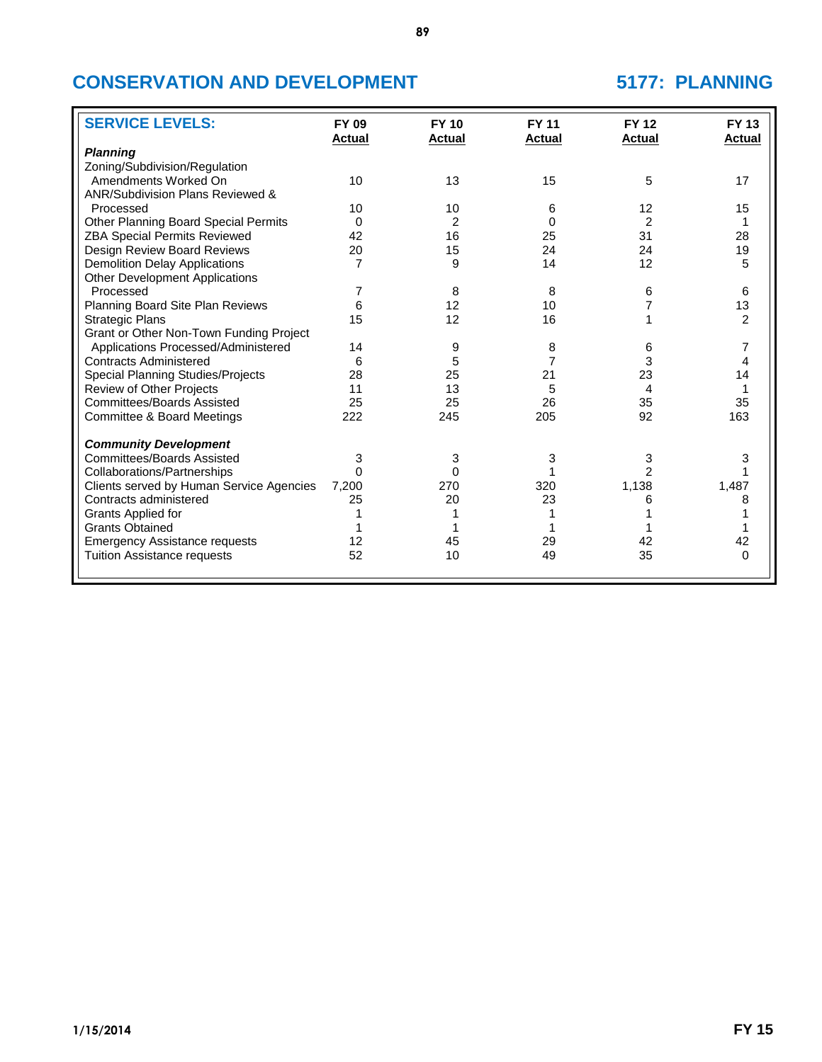# CONSERVATION AND DEVELOPMENT

## 5177: PLANNING

| SERVICE LEVELS: | FY 09 Actual | FY 10 Actual | FY 11 Actual | FY 12 Actual | FY 13 Actual |
|---|---|---|---|---|---|
| ***Planning*** | | | | | |
| Zoning/Subdivision/Regulation Amendments Worked On | 10 | 13 | 15 | 5 | 17 |
| ANR/Subdivision Plans Reviewed & Processed | 10 | 10 | 6 | 12 | 15 |
| Other Planning Board Special Permits | 0 | 2 | 0 | 2 | 1 |
| ZBA Special Permits Reviewed | 42 | 16 | 25 | 31 | 28 |
| Design Review Board Reviews | 20 | 15 | 24 | 24 | 19 |
| Demolition Delay Applications | 7 | 9 | 14 | 12 | 5 |
| Other Development Applications Processed | 7 | 8 | 8 | 6 | 6 |
| Planning Board Site Plan Reviews | 6 | 12 | 10 | 7 | 13 |
| Strategic Plans | 15 | 12 | 16 | 1 | 2 |
| Grant or Other Non-Town Funding Project Applications Processed/Administered | 14 | 9 | 8 | 6 | 7 |
| Contracts Administered | 6 | 5 | 7 | 3 | 4 |
| Special Planning Studies/Projects | 28 | 25 | 21 | 23 | 14 |
| Review of Other Projects | 11 | 13 | 5 | 4 | 1 |
| Committees/Boards Assisted | 25 | 25 | 26 | 35 | 35 |
| Committee & Board Meetings | 222 | 245 | 205 | 92 | 163 |
| ***Community Development*** | | | | | |
| Committees/Boards Assisted | 3 | 3 | 3 | 3 | 3 |
| Collaborations/Partnerships | 0 | 0 | 1 | 2 | 1 |
| Clients served by Human Service Agencies | 7,200 | 270 | 320 | 1,138 | 1,487 |
| Contracts administered | 25 | 20 | 23 | 6 | 8 |
| Grants Applied for | 1 | 1 | 1 | 1 | 1 |
| Grants Obtained | 1 | 1 | 1 | 1 | 1 |
| Emergency Assistance requests | 12 | 45 | 29 | 42 | 42 |
| Tuition Assistance requests | 52 | 10 | 49 | 35 | 0 |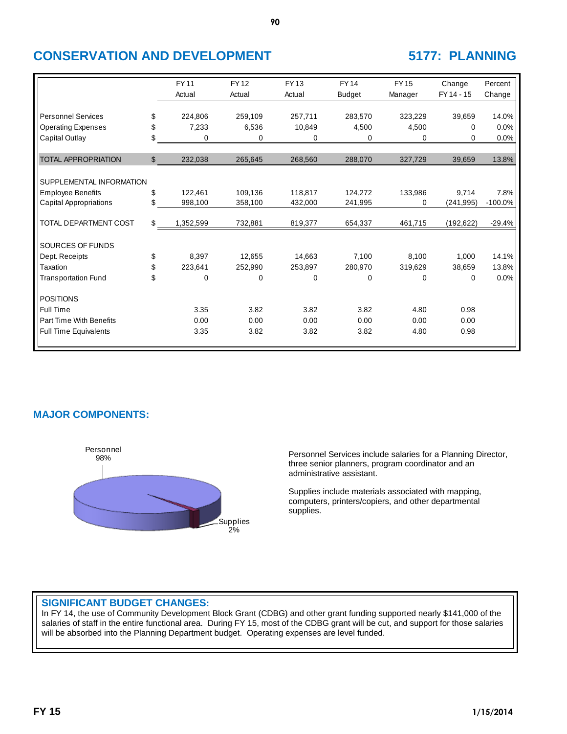# CONSERVATION AND DEVELOPMENT

## 5177: PLANNING

| | | FY 11 Actual | FY 12 Actual | FY 13 Actual | FY 14 Budget | FY 15 Manager | Change FY 14 - 15 | Percent Change |
|---|---|---|---|---|---|---|---|---|
| Personnel Services | $ | 224,806 | 259,109 | 257,711 | 283,570 | 323,229 | 39,659 | 14.0% |
| Operating Expenses | $ | 7,233 | 6,536 | 10,849 | 4,500 | 4,500 | 0 | 0.0% |
| Capital Outlay | $ | 0 | 0 | 0 | 0 | 0 | 0 | 0.0% |
| TOTAL APPROPRIATION | $ | 232,038 | 265,645 | 268,560 | 288,070 | 327,729 | 39,659 | 13.8% |
| SUPPLEMENTAL INFORMATION | | | | | | | | |
| Employee Benefits | $ | 122,461 | 109,136 | 118,817 | 124,272 | 133,986 | 9,714 | 7.8% |
| Capital Appropriations | $ | 998,100 | 358,100 | 432,000 | 241,995 | 0 | (241,995) | -100.0% |
| TOTAL DEPARTMENT COST | $ | 1,352,599 | 732,881 | 819,377 | 654,337 | 461,715 | (192,622) | -29.4% |
| SOURCES OF FUNDS | | | | | | | | |
| Dept. Receipts | $ | 8,397 | 12,655 | 14,663 | 7,100 | 8,100 | 1,000 | 14.1% |
| Taxation | $ | 223,641 | 252,990 | 253,897 | 280,970 | 319,629 | 38,659 | 13.8% |
| Transportation Fund | $ | 0 | 0 | 0 | 0 | 0 | 0 | 0.0% |
| POSITIONS | | | | | | | | |
| Full Time | | 3.35 | 3.82 | 3.82 | 3.82 | 4.80 | 0.98 | |
| Part Time With Benefits | | 0.00 | 0.00 | 0.00 | 0.00 | 0.00 | 0.00 | |
| Full Time Equivalents | | 3.35 | 3.82 | 3.82 | 3.82 | 4.80 | 0.98 | |

## MAJOR COMPONENTS:

Personnel 98%

Supplies 2%

Personnel Services include salaries for a Planning Director, three senior planners, program coordinator and an administrative assistant.

Supplies include materials associated with mapping, computers, printers/copiers, and other departmental supplies.

## SIGNIFICANT BUDGET CHANGES:

In FY 14, the use of Community Development Block Grant (CDBG) and other grant funding supported nearly $141,000 of the salaries of staff in the entire functional area. During FY 15, most of the CDBG grant will be cut, and support for those salaries will be absorbed into the Planning Department budget. Operating expenses are level funded.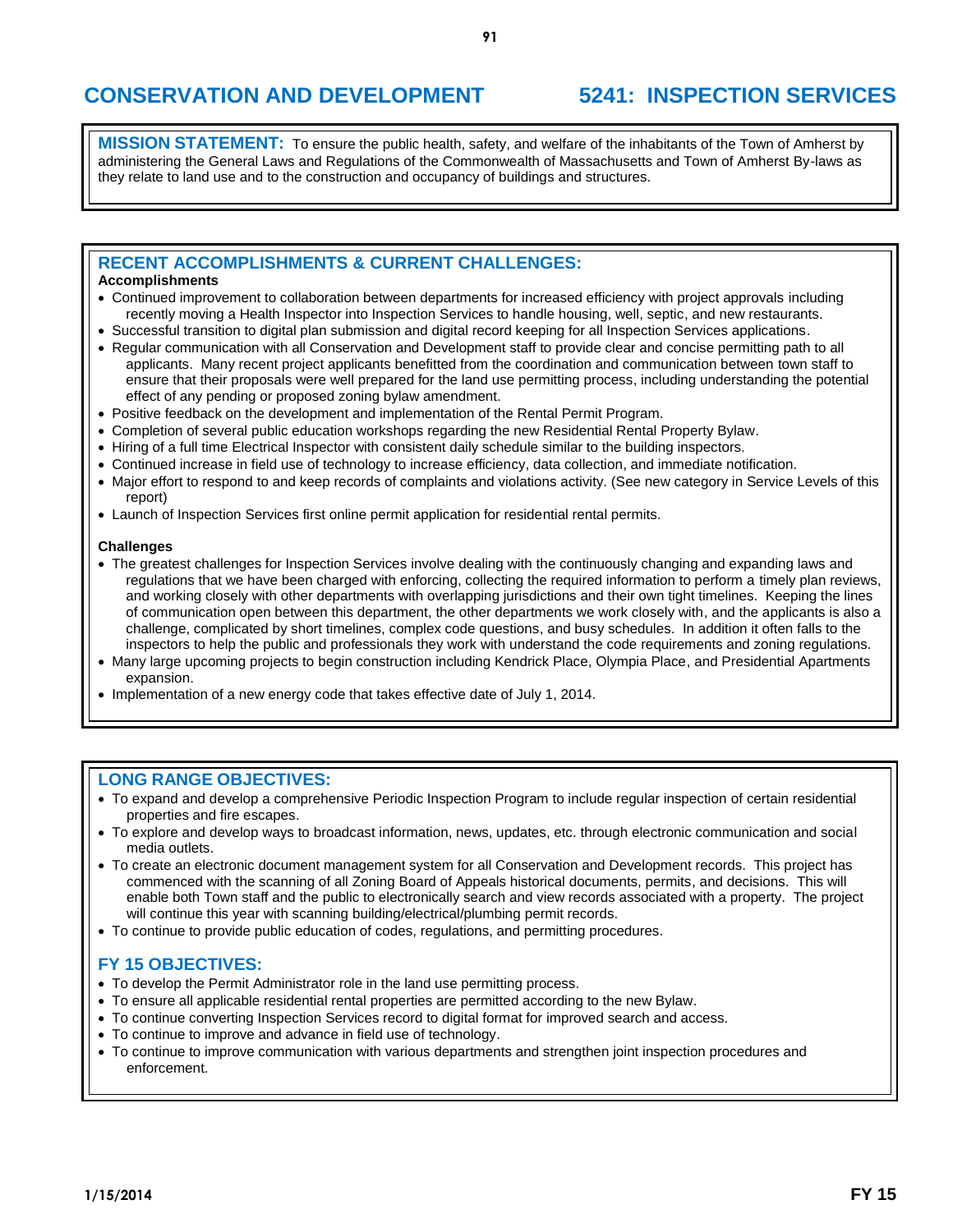# CONSERVATION AND DEVELOPMENT — 5241: INSPECTION SERVICES

**MISSION STATEMENT:** To ensure the public health, safety, and welfare of the inhabitants of the Town of Amherst by administering the General Laws and Regulations of the Commonwealth of Massachusetts and Town of Amherst By-laws as they relate to land use and to the construction and occupancy of buildings and structures.

## RECENT ACCOMPLISHMENTS & CURRENT CHALLENGES:

**Accomplishments**

- Continued improvement to collaboration between departments for increased efficiency with project approvals including recently moving a Health Inspector into Inspection Services to handle housing, well, septic, and new restaurants.
- Successful transition to digital plan submission and digital record keeping for all Inspection Services applications.
- Regular communication with all Conservation and Development staff to provide clear and concise permitting path to all applicants. Many recent project applicants benefitted from the coordination and communication between town staff to ensure that their proposals were well prepared for the land use permitting process, including understanding the potential effect of any pending or proposed zoning bylaw amendment.
- Positive feedback on the development and implementation of the Rental Permit Program.
- Completion of several public education workshops regarding the new Residential Rental Property Bylaw.
- Hiring of a full time Electrical Inspector with consistent daily schedule similar to the building inspectors.
- Continued increase in field use of technology to increase efficiency, data collection, and immediate notification.
- Major effort to respond to and keep records of complaints and violations activity. (See new category in Service Levels of this report)
- Launch of Inspection Services first online permit application for residential rental permits.

**Challenges**

- The greatest challenges for Inspection Services involve dealing with the continuously changing and expanding laws and regulations that we have been charged with enforcing, collecting the required information to perform a timely plan reviews, and working closely with other departments with overlapping jurisdictions and their own tight timelines. Keeping the lines of communication open between this department, the other departments we work closely with, and the applicants is also a challenge, complicated by short timelines, complex code questions, and busy schedules. In addition it often falls to the inspectors to help the public and professionals they work with understand the code requirements and zoning regulations.
- Many large upcoming projects to begin construction including Kendrick Place, Olympia Place, and Presidential Apartments expansion.
- Implementation of a new energy code that takes effective date of July 1, 2014.

## LONG RANGE OBJECTIVES:

- To expand and develop a comprehensive Periodic Inspection Program to include regular inspection of certain residential properties and fire escapes.
- To explore and develop ways to broadcast information, news, updates, etc. through electronic communication and social media outlets.
- To create an electronic document management system for all Conservation and Development records. This project has commenced with the scanning of all Zoning Board of Appeals historical documents, permits, and decisions. This will enable both Town staff and the public to electronically search and view records associated with a property. The project will continue this year with scanning building/electrical/plumbing permit records.
- To continue to provide public education of codes, regulations, and permitting procedures.

## FY 15 OBJECTIVES:

- To develop the Permit Administrator role in the land use permitting process.
- To ensure all applicable residential rental properties are permitted according to the new Bylaw.
- To continue converting Inspection Services record to digital format for improved search and access.
- To continue to improve and advance in field use of technology.
- To continue to improve communication with various departments and strengthen joint inspection procedures and enforcement.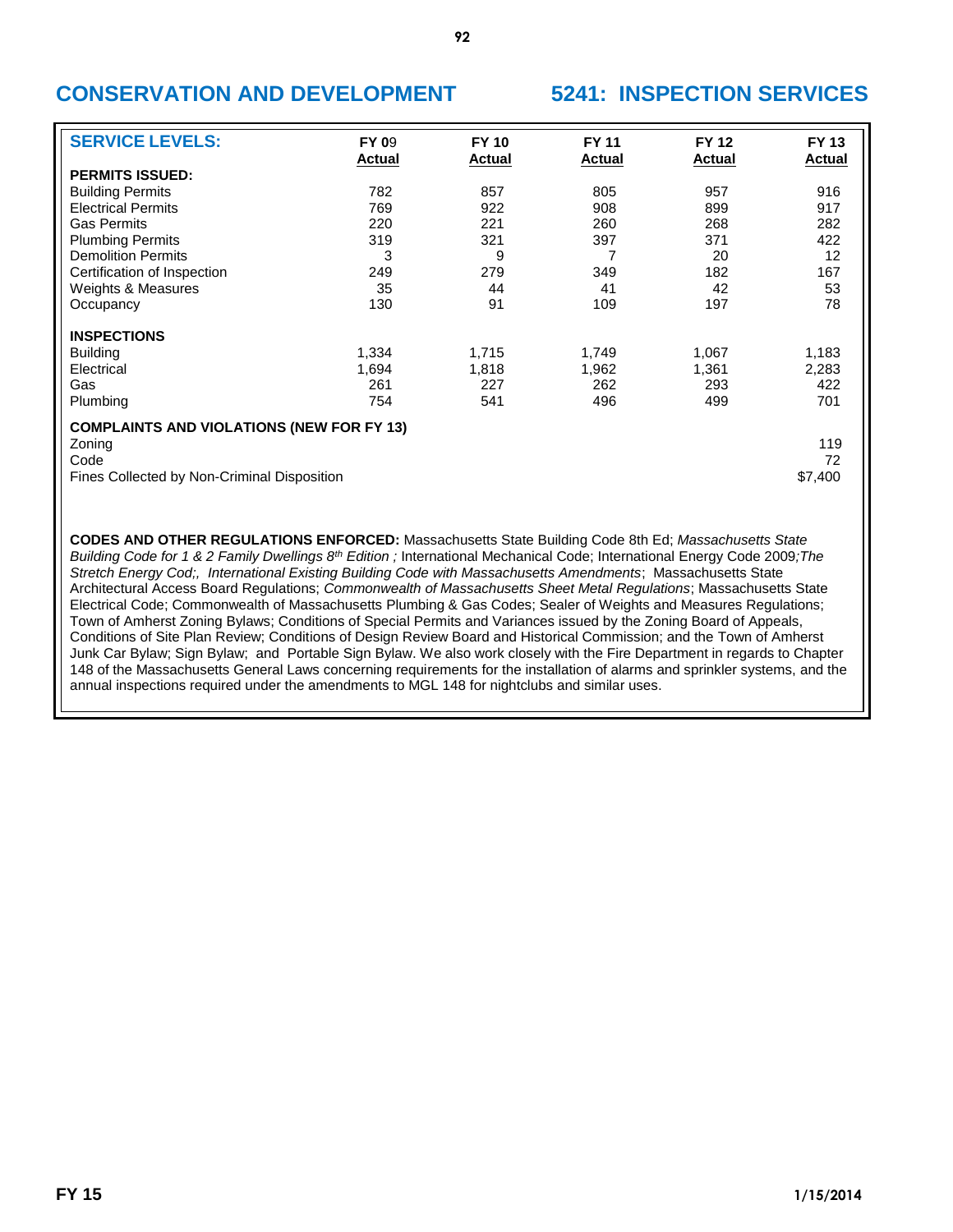## CONSERVATION AND DEVELOPMENT — 5241: INSPECTION SERVICES

| SERVICE LEVELS: | FY 09 Actual | FY 10 Actual | FY 11 Actual | FY 12 Actual | FY 13 Actual |
|---|---|---|---|---|---|
| **PERMITS ISSUED:** | | | | | |
| Building Permits | 782 | 857 | 805 | 957 | 916 |
| Electrical Permits | 769 | 922 | 908 | 899 | 917 |
| Gas Permits | 220 | 221 | 260 | 268 | 282 |
| Plumbing Permits | 319 | 321 | 397 | 371 | 422 |
| Demolition Permits | 3 | 9 | 7 | 20 | 12 |
| Certification of Inspection | 249 | 279 | 349 | 182 | 167 |
| Weights & Measures | 35 | 44 | 41 | 42 | 53 |
| Occupancy | 130 | 91 | 109 | 197 | 78 |
| **INSPECTIONS** | | | | | |
| Building | 1,334 | 1,715 | 1,749 | 1,067 | 1,183 |
| Electrical | 1,694 | 1,818 | 1,962 | 1,361 | 2,283 |
| Gas | 261 | 227 | 262 | 293 | 422 |
| Plumbing | 754 | 541 | 496 | 499 | 701 |
| **COMPLAINTS AND VIOLATIONS (NEW FOR FY 13)** | | | | | |
| Zoning | | | | | 119 |
| Code | | | | | 72 |
| Fines Collected by Non-Criminal Disposition | | | | | $7,400 |

**CODES AND OTHER REGULATIONS ENFORCED:** Massachusetts State Building Code 8th Ed; *Massachusetts State Building Code for 1 & 2 Family Dwellings 8th Edition ;* International Mechanical Code; International Energy Code 2009*;The Stretch Energy Cod;, International Existing Building Code with Massachusetts Amendments*; Massachusetts State Architectural Access Board Regulations; *Commonwealth of Massachusetts Sheet Metal Regulations*; Massachusetts State Electrical Code; Commonwealth of Massachusetts Plumbing & Gas Codes; Sealer of Weights and Measures Regulations; Town of Amherst Zoning Bylaws; Conditions of Special Permits and Variances issued by the Zoning Board of Appeals, Conditions of Site Plan Review; Conditions of Design Review Board and Historical Commission; and the Town of Amherst Junk Car Bylaw; Sign Bylaw; and Portable Sign Bylaw. We also work closely with the Fire Department in regards to Chapter 148 of the Massachusetts General Laws concerning requirements for the installation of alarms and sprinkler systems, and the annual inspections required under the amendments to MGL 148 for nightclubs and similar uses.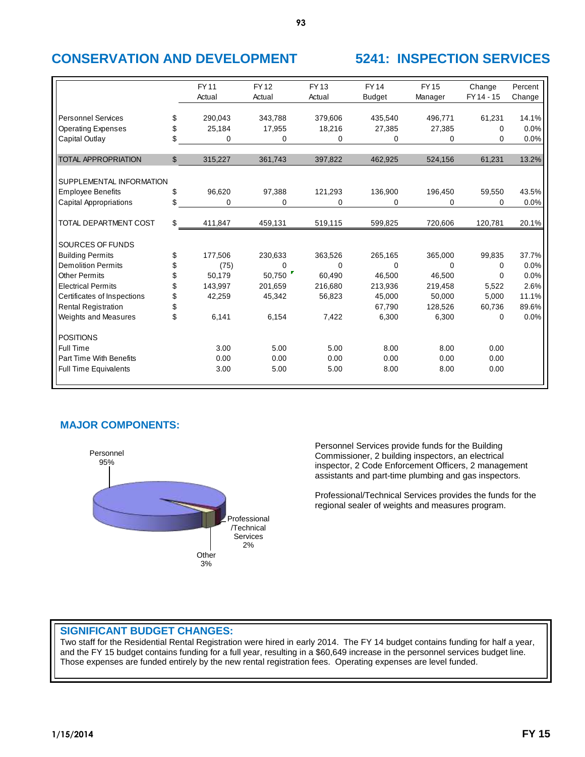# CONSERVATION AND DEVELOPMENT

# 5241: INSPECTION SERVICES

| | | FY 11 Actual | FY 12 Actual | FY 13 Actual | FY 14 Budget | FY 15 Manager | Change FY 14 - 15 | Percent Change |
|---|---|---|---|---|---|---|---|---|
| Personnel Services | $ | 290,043 | 343,788 | 379,606 | 435,540 | 496,771 | 61,231 | 14.1% |
| Operating Expenses | $ | 25,184 | 17,955 | 18,216 | 27,385 | 27,385 | 0 | 0.0% |
| Capital Outlay | $ | 0 | 0 | 0 | 0 | 0 | 0 | 0.0% |
| TOTAL APPROPRIATION | $ | 315,227 | 361,743 | 397,822 | 462,925 | 524,156 | 61,231 | 13.2% |
| SUPPLEMENTAL INFORMATION | | | | | | | | |
| Employee Benefits | $ | 96,620 | 97,388 | 121,293 | 136,900 | 196,450 | 59,550 | 43.5% |
| Capital Appropriations | $ | 0 | 0 | 0 | 0 | 0 | 0 | 0.0% |
| TOTAL DEPARTMENT COST | $ | 411,847 | 459,131 | 519,115 | 599,825 | 720,606 | 120,781 | 20.1% |
| SOURCES OF FUNDS | | | | | | | | |
| Building Permits | $ | 177,506 | 230,633 | 363,526 | 265,165 | 365,000 | 99,835 | 37.7% |
| Demolition Permits | $ | (75) | 0 | 0 | 0 | 0 | 0 | 0.0% |
| Other Permits | $ | 50,179 | 50,750 | 60,490 | 46,500 | 46,500 | 0 | 0.0% |
| Electrical Permits | $ | 143,997 | 201,659 | 216,680 | 213,936 | 219,458 | 5,522 | 2.6% |
| Certificates of Inspections | $ | 42,259 | 45,342 | 56,823 | 45,000 | 50,000 | 5,000 | 11.1% |
| Rental Registration | $ | | | | 67,790 | 128,526 | 60,736 | 89.6% |
| Weights and Measures | $ | 6,141 | 6,154 | 7,422 | 6,300 | 6,300 | 0 | 0.0% |
| POSITIONS | | | | | | | | |
| Full Time | | 3.00 | 5.00 | 5.00 | 8.00 | 8.00 | 0.00 | |
| Part Time With Benefits | | 0.00 | 0.00 | 0.00 | 0.00 | 0.00 | 0.00 | |
| Full Time Equivalents | | 3.00 | 5.00 | 5.00 | 8.00 | 8.00 | 0.00 | |

## MAJOR COMPONENTS:

Personnel
95%

Professional /Technical Services
2%

Other
3%

Personnel Services provide funds for the Building Commissioner, 2 building inspectors, an electrical inspector, 2 Code Enforcement Officers, 2 management assistants and part-time plumbing and gas inspectors.

Professional/Technical Services provides the funds for the regional sealer of weights and measures program.

## SIGNIFICANT BUDGET CHANGES:

Two staff for the Residential Rental Registration were hired in early 2014. The FY 14 budget contains funding for half a year, and the FY 15 budget contains funding for a full year, resulting in a $60,649 increase in the personnel services budget line. Those expenses are funded entirely by the new rental registration fees. Operating expenses are level funded.